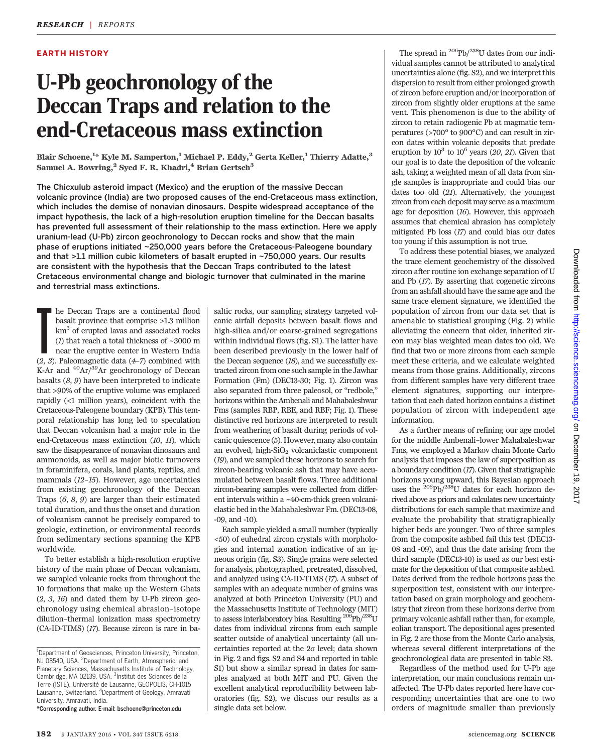EARTH HISTORY

# U-Pb geochronology of the Deccan Traps and relation to the end-Cretaceous mass extinction

**Blair Schoene,[1]* Kyle M. Samperton,[1] Michael P. Eddy,[2] Gerta Keller,[1] Thierry Adatte,[3] Samuel A. Bowring,[2] Syed F. R. Khadri,[4] Brian Gertsch[3]**

**The Chicxulub asteroid impact (Mexico) and the eruption of the massive Deccan volcanic province (India) are two proposed causes of the end-Cretaceous mass extinction, which includes the demise of nonavian dinosaurs. Despite widespread acceptance of the impact hypothesis, the lack of a high-resolution eruption timeline for the Deccan basalts has prevented full assessment of their relationship to the mass extinction. Here we apply uranium-lead (U-Pb) zircon geochronology to Deccan rocks and show that the main phase of eruptions initiated ~250,000 years before the Cretaceous-Paleogene boundary and that >1.1 million cubic kilometers of basalt erupted in ~750,000 years. Our results are consistent with the hypothesis that the Deccan Traps contributed to the latest Cretaceous environmental change and biologic turnover that culminated in the marine and terrestrial mass extinctions.**

The Deccan Traps are a continental flood basalt province that comprise >1.3 million km³ of erupted lavas and associated rocks (*1*) that reach a total thickness of ~3000 m near the eruptive center in Western India (*2*, *3*). Paleomagnetic data (*4*–*7*) combined with K-Ar and $^{40}Ar/^{39}Ar$ geochronology of Deccan basalts (*8*, *9*) have been interpreted to indicate that >90% of the eruptive volume was emplaced rapidly (<1 million years), coincident with the Cretaceous-Paleogene boundary (KPB). This temporal relationship has long led to speculation that Deccan volcanism had a major role in the end-Cretaceous mass extinction (*10*, *11*), which saw the disappearance of nonavian dinosaurs and ammonoids, as well as major biotic turnovers in foraminifera, corals, land plants, reptiles, and mammals (*12*–*15*). However, age uncertainties from existing geochronology of the Deccan Traps (*6*, *8*, *9*) are larger than their estimated total duration, and thus the onset and duration of volcanism cannot be precisely compared to geologic, extinction, or environmental records from sedimentary sections spanning the KPB worldwide.

To better establish a high-resolution eruptive history of the main phase of Deccan volcanism, we sampled volcanic rocks from throughout the 10 formations that make up the Western Ghats (*2*, *3*, *16*) and dated them by U-Pb zircon geochronology using chemical abrasion–isotope dilution–thermal ionization mass spectrometry (CA-ID-TIMS) (*17*). Because zircon is rare in basaltic rocks, our sampling strategy targeted volcanic airfall deposits between basalt flows and high-silica and/or coarse-grained segregations within individual flows (fig. S1). The latter have been described previously in the lower half of the Deccan sequence (*18*), and we successfully extracted zircon from one such sample in the Jawhar Formation (Fm) (DEC13-30; Fig. 1). Zircon was also separated from three paleosol, or "redbole," horizons within the Ambenali and Mahabaleshwar Fms (samples RBP, RBE, and RBF; Fig. 1). These distinctive red horizons are interpreted to result from weathering of basalt during periods of volcanic quiescence (*5*). However, many also contain an evolved, high-$SiO_2$ volcaniclastic component (*19*), and we sampled these horizons to search for zircon-bearing volcanic ash that may have accumulated between basalt flows. Three additional zircon-bearing samples were collected from different intervals within a ~40-cm-thick green volcaniclastic bed in the Mahabaleshwar Fm. (DEC13-08, -09, and -10).

Each sample yielded a small number (typically <50) of euhedral zircon crystals with morphologies and internal zonation indicative of an igneous origin (fig. S3). Single grains were selected for analysis, photographed, pretreated, dissolved, and analyzed using CA-ID-TIMS (*17*). A subset of samples with an adequate number of grains was analyzed at both Princeton University (PU) and the Massachusetts Institute of Technology (MIT) to assess interlaboratory bias. Resulting $^{206}Pb/^{238}U$ dates from individual zircons from each sample scatter outside of analytical uncertainty (all uncertainties reported at the 2σ level; data shown in Fig. 2 and figs. S2 and S4 and reported in table S1) but show a similar spread in dates for samples analyzed at both MIT and PU. Given the excellent analytical reproducibility between laboratories (fig. S2), we discuss our results as a single data set below.

The spread in $^{206}Pb/^{238}U$ dates from our individual samples cannot be attributed to analytical uncertainties alone (fig. S2), and we interpret this dispersion to result from either prolonged growth of zircon before eruption and/or incorporation of zircon from slightly older eruptions at the same vent. This phenomenon is due to the ability of zircon to retain radiogenic Pb at magmatic temperatures (>700° to 900°C) and can result in zircon dates within volcanic deposits that predate eruption by $10^3$ to $10^6$ years (*20*, *21*). Given that our goal is to date the deposition of the volcanic ash, taking a weighted mean of all data from single samples is inappropriate and could bias our dates too old (*21*). Alternatively, the youngest zircon from each deposit may serve as a maximum age for deposition (*16*). However, this approach assumes that chemical abrasion has completely mitigated Pb loss (*17*) and could bias our dates too young if this assumption is not true.

To address these potential biases, we analyzed the trace element geochemistry of the dissolved zircon after routine ion exchange separation of U and Pb (*17*). By asserting that cogenetic zircons from an ashfall should have the same age and the same trace element signature, we identified the population of zircon from our data set that is amenable to statistical grouping (Fig. 2) while alleviating the concern that older, inherited zircon may bias weighted mean dates too old. We find that two or more zircons from each sample meet these criteria, and we calculate weighted means from those grains. Additionally, zircons from different samples have very different trace element signatures, supporting our interpretation that each dated horizon contains a distinct population of zircon with independent age information.

As a further means of refining our age model for the middle Ambenali–lower Mahabaleshwar Fms, we employed a Markov chain Monte Carlo analysis that imposes the law of superposition as a boundary condition (*17*). Given that stratigraphic horizons young upward, this Bayesian approach uses the $^{206}Pb/^{238}U$ dates for each horizon derived above as priors and calculates new uncertainty distributions for each sample that maximize and evaluate the probability that stratigraphically higher beds are younger. Two of three samples from the composite ashbed fail this test (DEC13-08 and -09), and thus the date arising from the third sample (DEC13-10) is used as our best estimate for the deposition of that composite ashbed. Dates derived from the redbole horizons pass the superposition test, consistent with our interpretation based on grain morphology and geochemistry that zircon from these horizons derive from primary volcanic ashfall rather than, for example, eolian transport. The depositional ages presented in Fig. 2 are those from the Monte Carlo analysis, whereas several different interpretations of the geochronological data are presented in table S3.

Regardless of the method used for U-Pb age interpretation, our main conclusions remain unaffected. The U-Pb dates reported here have corresponding uncertainties that are one to two orders of magnitude smaller than previously

---

[1]Department of Geosciences, Princeton University, Princeton, NJ 08540, USA. [2]Department of Earth, Atmospheric, and Planetary Sciences, Massachusetts Institute of Technology, Cambridge, MA 02139, USA. [3]Institut des Sciences de la Terre (ISTE), Université de Lausanne, GEOPOLIS, CH-1015 Lausanne, Switzerland. [4]Department of Geology, Amravati University, Amravati, India.
*Corresponding author. E-mail: bschoene@princeton.edu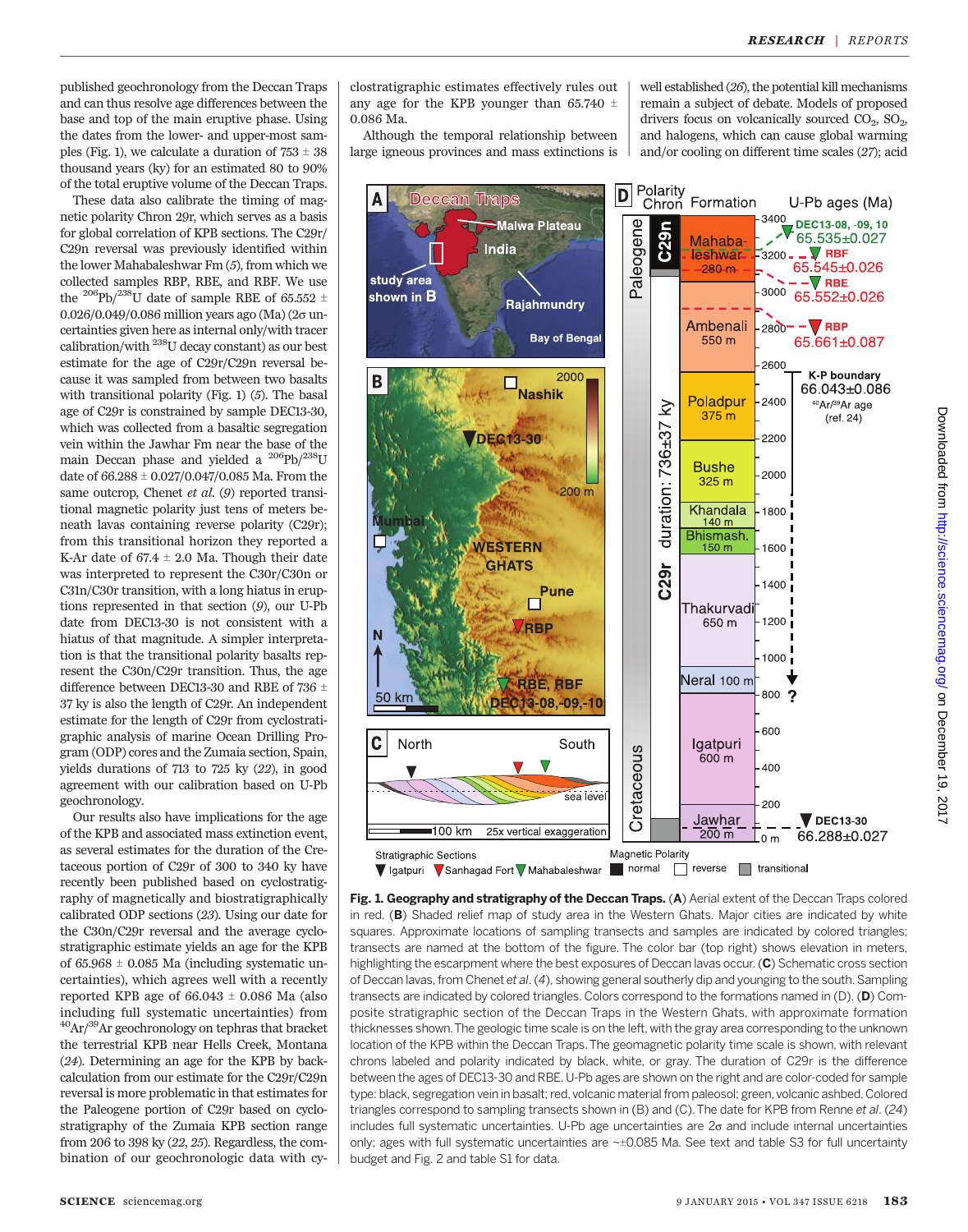published geochronology from the Deccan Traps and can thus resolve age differences between the base and top of the main eruptive phase. Using the dates from the lower- and upper-most samples (Fig. 1), we calculate a duration of 753 ± 38 thousand years (ky) for an estimated 80 to 90% of the total eruptive volume of the Deccan Traps.

These data also calibrate the timing of magnetic polarity Chron 29r, which serves as a basis for global correlation of KPB sections. The C29r/C29n reversal was previously identified within the lower Mahabaleshwar Fm (5), from which we collected samples RBP, RBE, and RBF. We use the $^{206}Pb/^{238}U$ date of sample RBE of 65.552 ± 0.026/0.049/0.086 million years ago (Ma) (2σ uncertainties given here as internal only/with tracer calibration/with $^{238}U$ decay constant) as our best estimate for the age of C29r/C29n reversal because it was sampled from between two basalts with transitional polarity (Fig. 1) (5). The basal age of C29r is constrained by sample DEC13-30, which was collected from a basaltic segregation vein within the Jawhar Fm near the base of the main Deccan phase and yielded a $^{206}Pb/^{238}U$ date of 66.288 ± 0.027/0.047/0.085 Ma. From the same outcrop, Chenet *et al.* (9) reported transitional magnetic polarity just tens of meters beneath lavas containing reverse polarity (C29r); from this transitional horizon they reported a K-Ar date of 67.4 ± 2.0 Ma. Though their date was interpreted to represent the C30r/C30n or C31n/C30r transition, with a long hiatus in eruptions represented in that section (9), our U-Pb date from DEC13-30 is not consistent with a hiatus of that magnitude. A simpler interpretation is that the transitional polarity basalts represent the C30n/C29r transition. Thus, the age difference between DEC13-30 and RBE of 736 ± 37 ky is also the length of C29r. An independent estimate for the length of C29r from cyclostratigraphic analysis of marine Ocean Drilling Program (ODP) cores and the Zumaia section, Spain, yields durations of 713 to 725 ky (22), in good agreement with our calibration based on U-Pb geochronology.

Our results also have implications for the age of the KPB and associated mass extinction event, as several estimates for the duration of the Cretaceous portion of C29r of 300 to 340 ky have recently been published based on cyclostratigraphy of magnetically and biostratigraphically calibrated ODP sections (23). Using our date for the C30n/C29r reversal and the average cyclostratigraphic estimate yields an age for the KPB of 65.968 ± 0.085 Ma (including systematic uncertainties), which agrees well with a recently reported KPB age of 66.043 ± 0.086 Ma (also including full systematic uncertainties) from $^{40}Ar/^{39}Ar$ geochronology on tephras that bracket the terrestrial KPB near Hells Creek, Montana (24). Determining an age for the KPB by backcalculation from our estimate for the C29r/C29n reversal is more problematic in that estimates for the Paleogene portion of C29r based on cyclostratigraphy of the Zumaia KPB section range from 206 to 398 ky (22, 25). Regardless, the combination of our geochronologic data with cyclostratigraphic estimates effectively rules out any age for the KPB younger than 65.740 ± 0.086 Ma.

Although the temporal relationship between large igneous provinces and mass extinctions is well established (26), the potential kill mechanisms remain a subject of debate. Models of proposed drivers focus on volcanically sourced $CO_2$, $SO_2$, and halogens, which can cause global warming and/or cooling on different time scales (27); acid

**Fig. 1. Geography and stratigraphy of the Deccan Traps.** (**A**) Aerial extent of the Deccan Traps colored in red. (**B**) Shaded relief map of study area in the Western Ghats. Major cities are indicated by white squares. Approximate locations of sampling transects and samples are indicated by colored triangles; transects are named at the bottom of the figure. The color bar (top right) shows elevation in meters, highlighting the escarpment where the best exposures of Deccan lavas occur. (**C**) Schematic cross section of Deccan lavas, from Chenet *et al.* (4), showing general southerly dip and younging to the south. Sampling transects are indicated by colored triangles. Colors correspond to the formations named in (D). (**D**) Composite stratigraphic section of the Deccan Traps in the Western Ghats, with approximate formation thicknesses shown. The geologic time scale is on the left, with the gray area corresponding to the unknown location of the KPB within the Deccan Traps. The geomagnetic polarity time scale is shown, with relevant chrons labeled and polarity indicated by black, white, or gray. The duration of C29r is the difference between the ages of DEC13-30 and RBE. U-Pb ages are shown on the right and are color-coded for sample type: black, segregation vein in basalt; red, volcanic material from paleosol; green, volcanic ashbed. Colored triangles correspond to sampling transects shown in (B) and (C). The date for KPB from Renne *et al.* (24) includes full systematic uncertainties. U-Pb age uncertainties are 2σ and include internal uncertainties only; ages with full systematic uncertainties are ~±0.085 Ma. See text and table S3 for full uncertainty budget and Fig. 2 and table S1 for data.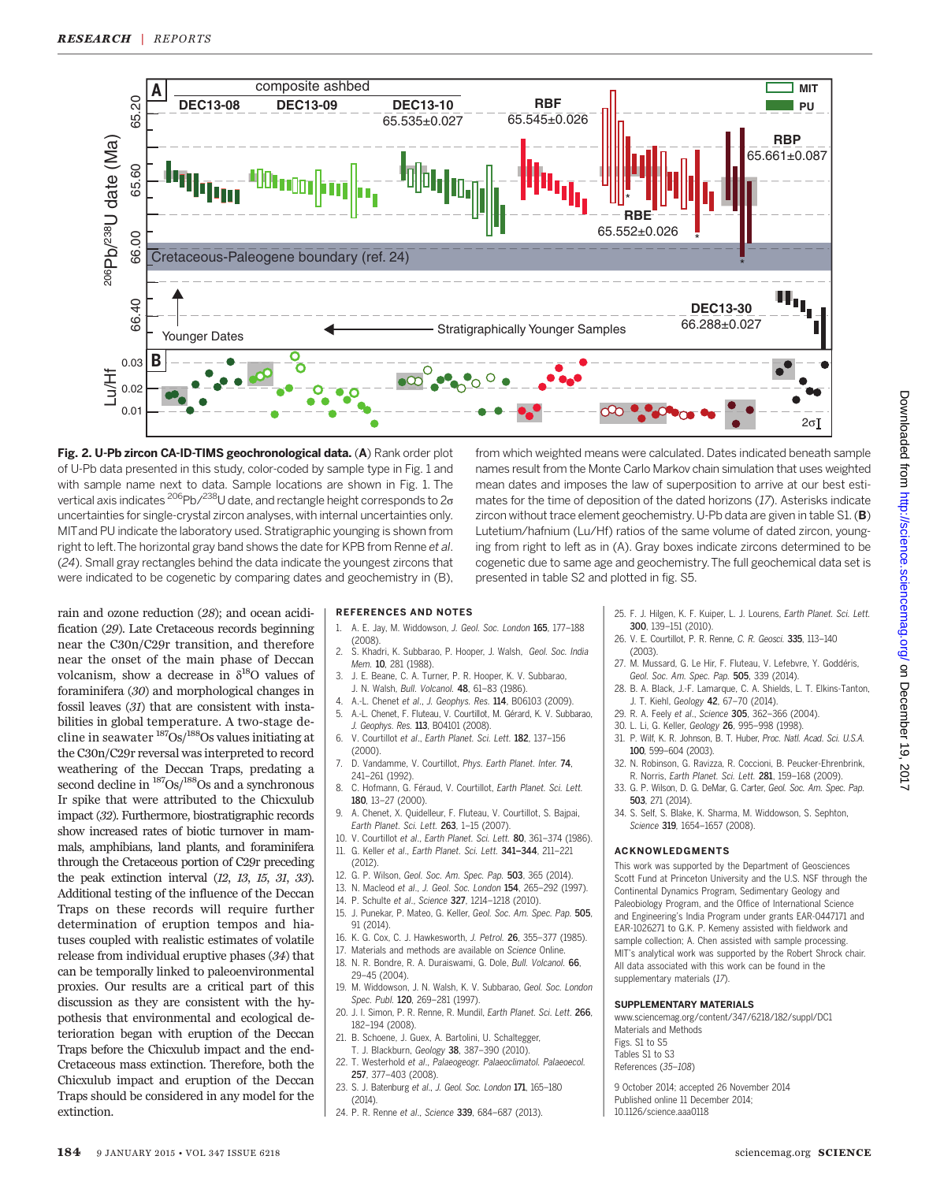**Fig. 2. U-Pb zircon CA-ID-TIMS geochronological data.** (**A**) Rank order plot of U-Pb data presented in this study, color-coded by sample type in Fig. 1 and with sample name next to data. Sample locations are shown in Fig. 1. The vertical axis indicates $^{206}Pb/^{238}U$ date, and rectangle height corresponds to $2\sigma$ uncertainties for single-crystal zircon analyses, with internal uncertainties only. MIT and PU indicate the laboratory used. Stratigraphic younging is shown from right to left. The horizontal gray band shows the date for KPB from Renne *et al.* (*24*). Small gray rectangles behind the data indicate the youngest zircons that were indicated to be cogenetic by comparing dates and geochemistry in (B), from which weighted means were calculated. Dates indicated beneath sample names result from the Monte Carlo Markov chain simulation that uses weighted mean dates and imposes the law of superposition to arrive at our best estimates for the time of deposition of the dated horizons (*17*). Asterisks indicate zircon without trace element geochemistry. U-Pb data are given in table S1. (**B**) Lutetium/hafnium (Lu/Hf) ratios of the same volume of dated zircon, younging from right to left as in (A). Gray boxes indicate zircons determined to be cogenetic due to same age and geochemistry. The full geochemical data set is presented in table S2 and plotted in fig. S5.

rain and ozone reduction (*28*); and ocean acidification (*29*). Late Cretaceous records beginning near the C30n/C29r transition, and therefore near the onset of the main phase of Deccan volcanism, show a decrease in $\delta^{18}O$ values of foraminifera (*30*) and morphological changes in fossil leaves (*31*) that are consistent with instabilities in global temperature. A two-stage decline in seawater $^{187}Os/^{188}Os$ values initiating at the C30n/C29r reversal was interpreted to record weathering of the Deccan Traps, predating a second decline in $^{187}Os/^{188}Os$ and a synchronous Ir spike that were attributed to the Chicxulub impact (*32*). Furthermore, biostratigraphic records show increased rates of biotic turnover in mammals, amphibians, land plants, and foraminifera through the Cretaceous portion of C29r preceding the peak extinction interval (*12*, *13*, *15*, *31*, *33*). Additional testing of the influence of the Deccan Traps on these records will require further determination of eruption tempos and hiatuses coupled with realistic estimates of volatile release from individual eruptive phases (*34*) that can be temporally linked to paleoenvironmental proxies. Our results are a critical part of this discussion as they are consistent with the hypothesis that environmental and ecological deterioration began with eruption of the Deccan Traps before the Chicxulub impact and the end-Cretaceous mass extinction. Therefore, both the Chicxulub impact and eruption of the Deccan Traps should be considered in any model for the extinction.

## REFERENCES AND NOTES

1. A. E. Jay, M. Widdowson, *J. Geol. Soc. London* **165**, 177–188 (2008).
2. S. Khadri, K. Subbarao, P. Hooper, J. Walsh, *Geol. Soc. India Mem.* **10**, 281 (1988).
3. J. E. Beane, C. A. Turner, P. R. Hooper, K. V. Subbarao, J. N. Walsh, *Bull. Volcanol.* **48**, 61–83 (1986).
4. A.-L. Chenet *et al.*, *J. Geophys. Res.* **114**, B06103 (2009).
5. A.-L. Chenet, F. Fluteau, V. Courtillot, M. Gérard, K. V. Subbarao, *J. Geophys. Res.* **113**, B04101 (2008).
6. V. Courtillot *et al.*, *Earth Planet. Sci. Lett.* **182**, 137–156 (2000).
7. D. Vandamme, V. Courtillot, *Phys. Earth Planet. Inter.* **74**, 241–261 (1992).
8. C. Hofmann, G. Féraud, V. Courtillot, *Earth Planet. Sci. Lett.* **180**, 13–27 (2000).
9. A. Chenet, X. Quidelleur, F. Fluteau, V. Courtillot, S. Bajpai, *Earth Planet. Sci. Lett.* **263**, 1–15 (2007).
10. V. Courtillot *et al.*, *Earth Planet. Sci. Lett.* **80**, 361–374 (1986).
11. G. Keller *et al.*, *Earth Planet. Sci. Lett.* **341–344**, 211–221 (2012).
12. G. P. Wilson, *Geol. Soc. Am. Spec. Pap.* **503**, 365 (2014).
13. N. Macleod *et al.*, *J. Geol. Soc. London* **154**, 265–292 (1997).
14. P. Schulte *et al.*, *Science* **327**, 1214–1218 (2010).
15. J. Punekar, P. Mateo, G. Keller, *Geol. Soc. Am. Spec. Pap.* **505**, 91 (2014).
16. K. G. Cox, C. J. Hawkesworth, *J. Petrol.* **26**, 355–377 (1985).
17. Materials and methods are available on *Science* Online.
18. N. R. Bondre, R. A. Duraiswami, G. Dole, *Bull. Volcanol.* **66**, 29–45 (2004).
19. M. Widdowson, J. N. Walsh, K. V. Subbarao, *Geol. Soc. London Spec. Publ.* **120**, 269–281 (1997).
20. J. I. Simon, P. R. Renne, R. Mundil, *Earth Planet. Sci. Lett.* **266**, 182–194 (2008).
21. B. Schoene, J. Guex, A. Bartolini, U. Schaltegger, T. J. Blackburn, *Geology* **38**, 387–390 (2010).
22. T. Westerhold *et al.*, *Palaeogeogr. Palaeoclimatol. Palaeoecol.* **257**, 377–403 (2008).
23. S. J. Batenburg *et al.*, *J. Geol. Soc. London* **171**, 165–180 (2014).
24. P. R. Renne *et al.*, *Science* **339**, 684–687 (2013).
25. F. J. Hilgen, K. F. Kuiper, L. J. Lourens, *Earth Planet. Sci. Lett.* **300**, 139–151 (2010).
26. V. E. Courtillot, P. R. Renne, *C. R. Geosci.* **335**, 113–140 (2003).
27. M. Mussard, G. Le Hir, F. Fluteau, V. Lefebvre, Y. Goddéris, *Geol. Soc. Am. Spec. Pap.* **505**, 339 (2014).
28. B. A. Black, J.-F. Lamarque, C. A. Shields, L. T. Elkins-Tanton, J. T. Kiehl, *Geology* **42**, 67–70 (2014).
29. R. A. Feely *et al.*, *Science* **305**, 362–366 (2004).
30. L. Li, G. Keller, *Geology* **26**, 995–998 (1998).
31. P. Wilf, K. R. Johnson, B. T. Huber, *Proc. Natl. Acad. Sci. U.S.A.* **100**, 599–604 (2003).
32. N. Robinson, G. Ravizza, R. Coccioni, B. Peucker-Ehrenbrink, R. Norris, *Earth Planet. Sci. Lett.* **281**, 159–168 (2009).
33. G. P. Wilson, D. G. DeMar, G. Carter, *Geol. Soc. Am. Spec. Pap.* **503**, 271 (2014).
34. S. Self, S. Blake, K. Sharma, M. Widdowson, S. Sephton, *Science* **319**, 1654–1657 (2008).

## ACKNOWLEDGMENTS

This work was supported by the Department of Geosciences Scott Fund at Princeton University and the U.S. NSF through the Continental Dynamics Program, Sedimentary Geology and Paleobiology Program, and the Office of International Science and Engineering's India Program under grants EAR-0447171 and EAR-1026271 to G.K. P. Kemeny assisted with fieldwork and sample collection; A. Chen assisted with sample processing. MIT's analytical work was supported by the Robert Shrock chair. All data associated with this work can be found in the supplementary materials (*17*).

## SUPPLEMENTARY MATERIALS

www.sciencemag.org/content/347/6218/182/suppl/DC1
Materials and Methods
Figs. S1 to S5
Tables S1 to S3
References (*35*–*108*)

9 October 2014; accepted 26 November 2014
Published online 11 December 2014;
10.1126/science.aaa0118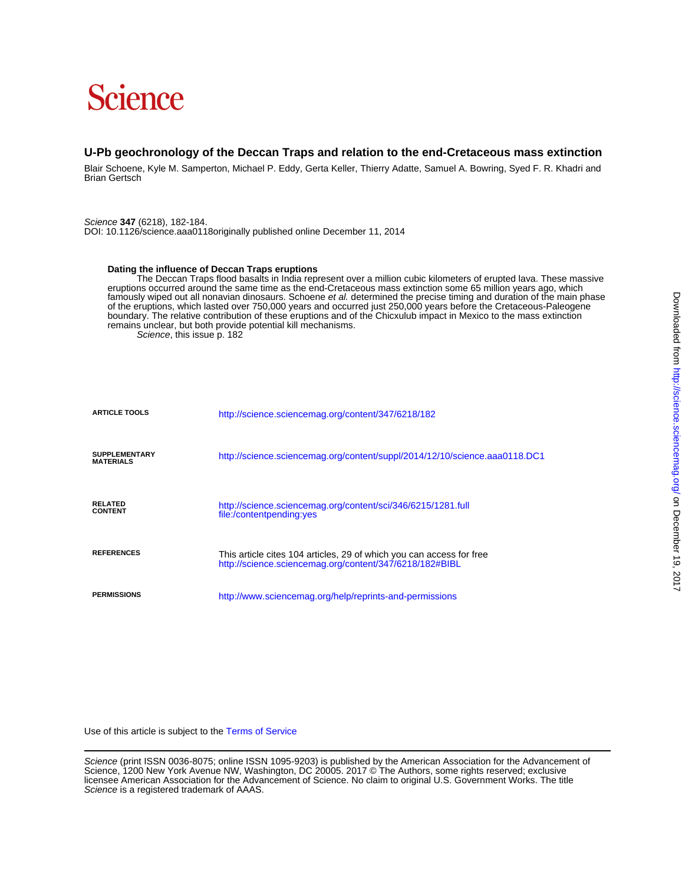# Science

## U-Pb geochronology of the Deccan Traps and relation to the end-Cretaceous mass extinction

Blair Schoene, Kyle M. Samperton, Michael P. Eddy, Gerta Keller, Thierry Adatte, Samuel A. Bowring, Syed F. R. Khadri and Brian Gertsch

*Science* **347** (6218), 182-184.
DOI: 10.1126/science.aaa0118originally published online December 11, 2014

**Dating the influence of Deccan Traps eruptions**

The Deccan Traps flood basalts in India represent over a million cubic kilometers of erupted lava. These massive eruptions occurred around the same time as the end-Cretaceous mass extinction some 65 million years ago, which famously wiped out all nonavian dinosaurs. Schoene *et al.* determined the precise timing and duration of the main phase of the eruptions, which lasted over 750,000 years and occurred just 250,000 years before the Cretaceous-Paleogene boundary. The relative contribution of these eruptions and of the Chicxulub impact in Mexico to the mass extinction remains unclear, but both provide potential kill mechanisms.

*Science*, this issue p. 182

| | |
|---|---|
| **ARTICLE TOOLS** | http://science.sciencemag.org/content/347/6218/182 |
| **SUPPLEMENTARY MATERIALS** | http://science.sciencemag.org/content/suppl/2014/12/10/science.aaa0118.DC1 |
| **RELATED CONTENT** | http://science.sciencemag.org/content/sci/346/6215/1281.full file:/contentpending:yes |
| **REFERENCES** | This article cites 104 articles, 29 of which you can access for free http://science.sciencemag.org/content/347/6218/182#BIBL |
| **PERMISSIONS** | http://www.sciencemag.org/help/reprints-and-permissions |

Use of this article is subject to the Terms of Service

*Science* (print ISSN 0036-8075; online ISSN 1095-9203) is published by the American Association for the Advancement of Science, 1200 New York Avenue NW, Washington, DC 20005. 2017 © The Authors, some rights reserved; exclusive licensee American Association for the Advancement of Science. No claim to original U.S. Government Works. The title *Science* is a registered trademark of AAAS.

Downloaded from http://science.sciencemag.org/ on December 19, 2017